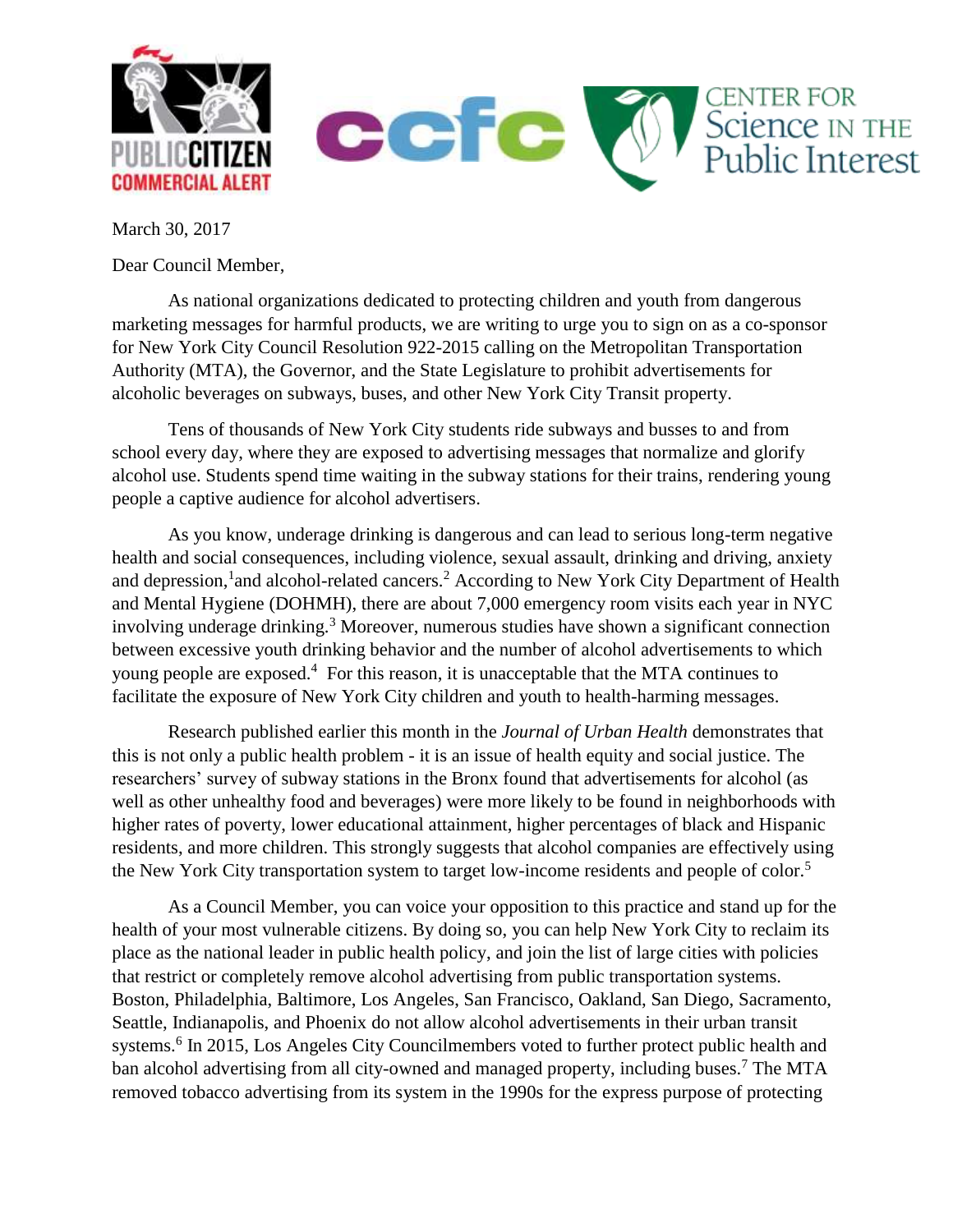March 30, 2017

Dear Council Member,

As national organizations dedicated to protecting children and youth from dangerous marketing messages for harmful products, we are writing to urge you to sign on as a co-sponsor for New York City Council Resolution 922-2015 calling on the Metropolitan Transportation Authority (MTA), the Governor, and the State Legislature to prohibit advertisements for alcoholic beverages on subways, buses, and other New York City Transit property.

Tens of thousands of New York City students ride subways and busses to and from school every day, where they are exposed to advertising messages that normalize and glorify alcohol use. Students spend time waiting in the subway stations for their trains, rendering young people a captive audience for alcohol advertisers.

As you know, underage drinking is dangerous and can lead to serious long-term negative health and social consequences, including violence, sexual assault, drinking and driving, anxiety and depression,[1] and alcohol-related cancers.[2] According to New York City Department of Health and Mental Hygiene (DOHMH), there are about 7,000 emergency room visits each year in NYC involving underage drinking.[3] Moreover, numerous studies have shown a significant connection between excessive youth drinking behavior and the number of alcohol advertisements to which young people are exposed.[4] For this reason, it is unacceptable that the MTA continues to facilitate the exposure of New York City children and youth to health-harming messages.

Research published earlier this month in the *Journal of Urban Health* demonstrates that this is not only a public health problem - it is an issue of health equity and social justice. The researchers' survey of subway stations in the Bronx found that advertisements for alcohol (as well as other unhealthy food and beverages) were more likely to be found in neighborhoods with higher rates of poverty, lower educational attainment, higher percentages of black and Hispanic residents, and more children. This strongly suggests that alcohol companies are effectively using the New York City transportation system to target low-income residents and people of color.[5]

As a Council Member, you can voice your opposition to this practice and stand up for the health of your most vulnerable citizens. By doing so, you can help New York City to reclaim its place as the national leader in public health policy, and join the list of large cities with policies that restrict or completely remove alcohol advertising from public transportation systems. Boston, Philadelphia, Baltimore, Los Angeles, San Francisco, Oakland, San Diego, Sacramento, Seattle, Indianapolis, and Phoenix do not allow alcohol advertisements in their urban transit systems.[6] In 2015, Los Angeles City Councilmembers voted to further protect public health and ban alcohol advertising from all city-owned and managed property, including buses.[7] The MTA removed tobacco advertising from its system in the 1990s for the express purpose of protecting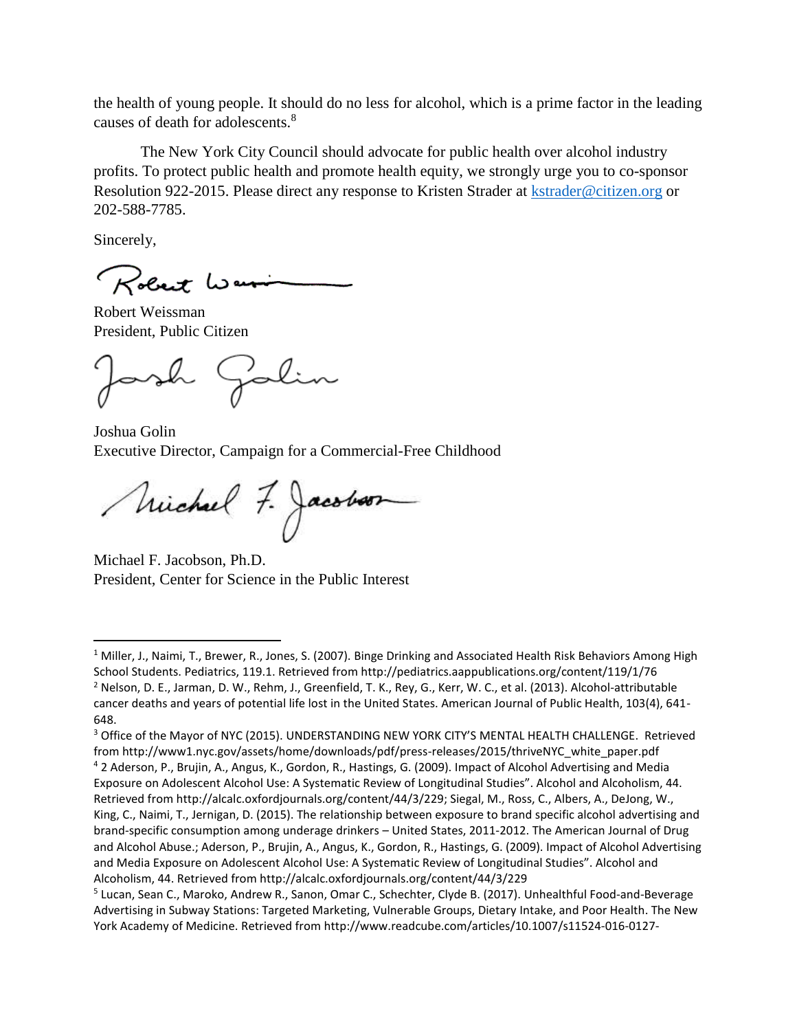the health of young people. It should do no less for alcohol, which is a prime factor in the leading causes of death for adolescents.[8]

The New York City Council should advocate for public health over alcohol industry profits. To protect public health and promote health equity, we strongly urge you to co-sponsor Resolution 922-2015. Please direct any response to Kristen Strader at kstrader@citizen.org or 202-588-7785.

Sincerely,

Robert Weissman
President, Public Citizen

Joshua Golin
Executive Director, Campaign for a Commercial-Free Childhood

Michael F. Jacobson, Ph.D.
President, Center for Science in the Public Interest

---

[1] Miller, J., Naimi, T., Brewer, R., Jones, S. (2007). Binge Drinking and Associated Health Risk Behaviors Among High School Students. Pediatrics, 119.1. Retrieved from http://pediatrics.aappublications.org/content/119/1/76

[2] Nelson, D. E., Jarman, D. W., Rehm, J., Greenfield, T. K., Rey, G., Kerr, W. C., et al. (2013). Alcohol-attributable cancer deaths and years of potential life lost in the United States. American Journal of Public Health, 103(4), 641-648.

[3] Office of the Mayor of NYC (2015). UNDERSTANDING NEW YORK CITY'S MENTAL HEALTH CHALLENGE. Retrieved from http://www1.nyc.gov/assets/home/downloads/pdf/press-releases/2015/thriveNYC_white_paper.pdf

[4] 2 Aderson, P., Brujin, A., Angus, K., Gordon, R., Hastings, G. (2009). Impact of Alcohol Advertising and Media Exposure on Adolescent Alcohol Use: A Systematic Review of Longitudinal Studies". Alcohol and Alcoholism, 44. Retrieved from http://alcalc.oxfordjournals.org/content/44/3/229; Siegal, M., Ross, C., Albers, A., DeJong, W., King, C., Naimi, T., Jernigan, D. (2015). The relationship between exposure to brand specific alcohol advertising and brand-specific consumption among underage drinkers – United States, 2011-2012. The American Journal of Drug and Alcohol Abuse.; Aderson, P., Brujin, A., Angus, K., Gordon, R., Hastings, G. (2009). Impact of Alcohol Advertising and Media Exposure on Adolescent Alcohol Use: A Systematic Review of Longitudinal Studies". Alcohol and Alcoholism, 44. Retrieved from http://alcalc.oxfordjournals.org/content/44/3/229

[5] Lucan, Sean C., Maroko, Andrew R., Sanon, Omar C., Schechter, Clyde B. (2017). Unhealthful Food-and-Beverage Advertising in Subway Stations: Targeted Marketing, Vulnerable Groups, Dietary Intake, and Poor Health. The New York Academy of Medicine. Retrieved from http://www.readcube.com/articles/10.1007/s11524-016-0127-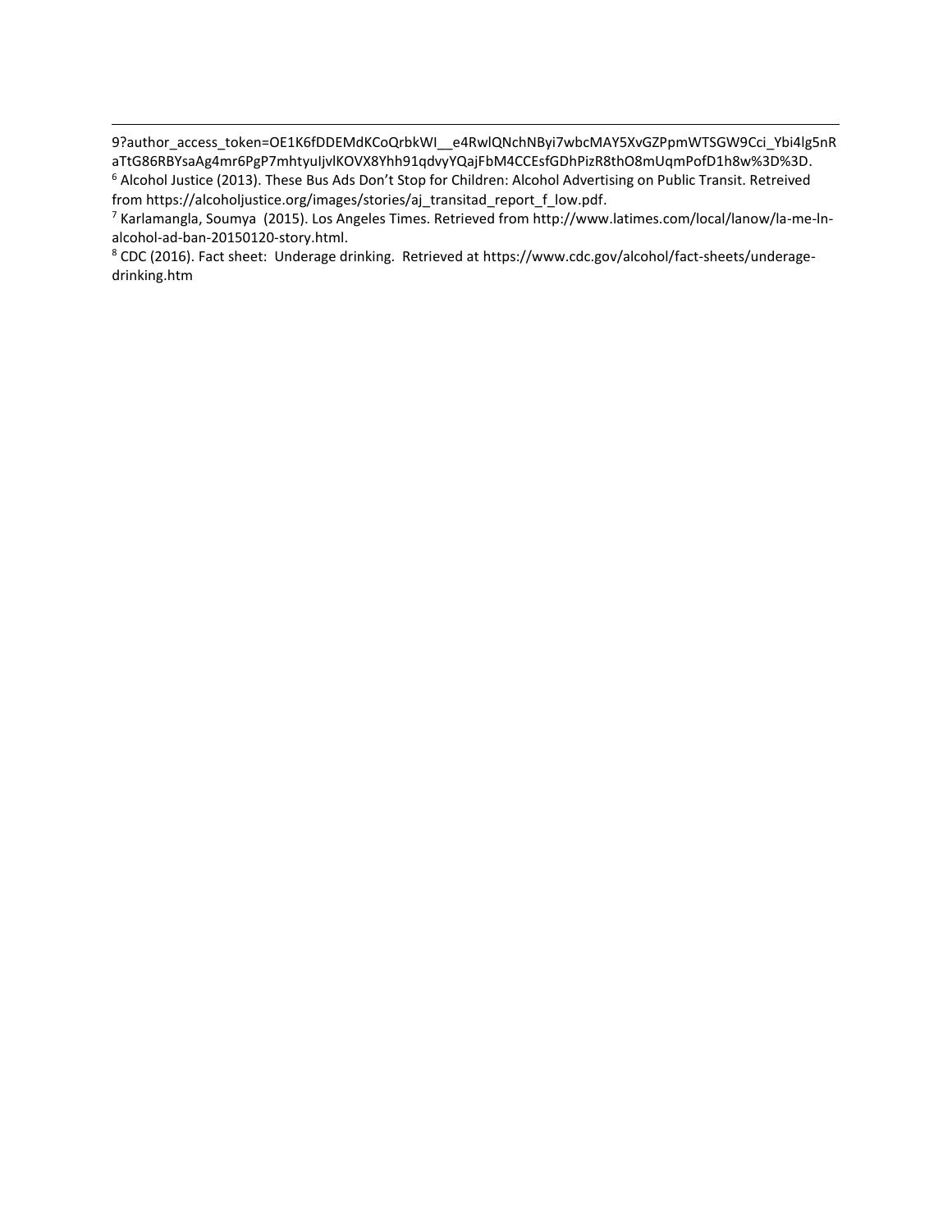9?author_access_token=OE1K6fDDEMdKCoQrbkWI__e4RwlQNchNByi7wbcMAY5XvGZPpmWTSGW9Cci_Ybi4lg5nRaTtG86RBYsaAg4mr6PgP7mhtyuIjvlKOVX8Yhh91qdvyYQajFbM4CCEsfGDhPizR8thO8mUqmPofD1h8w%3D%3D.

[6] Alcohol Justice (2013). These Bus Ads Don't Stop for Children: Alcohol Advertising on Public Transit. Retreived from https://alcoholjustice.org/images/stories/aj_transitad_report_f_low.pdf.

[7] Karlamangla, Soumya (2015). Los Angeles Times. Retrieved from http://www.latimes.com/local/lanow/la-me-ln-alcohol-ad-ban-20150120-story.html.

[8] CDC (2016). Fact sheet: Underage drinking. Retrieved at https://www.cdc.gov/alcohol/fact-sheets/underage-drinking.htm